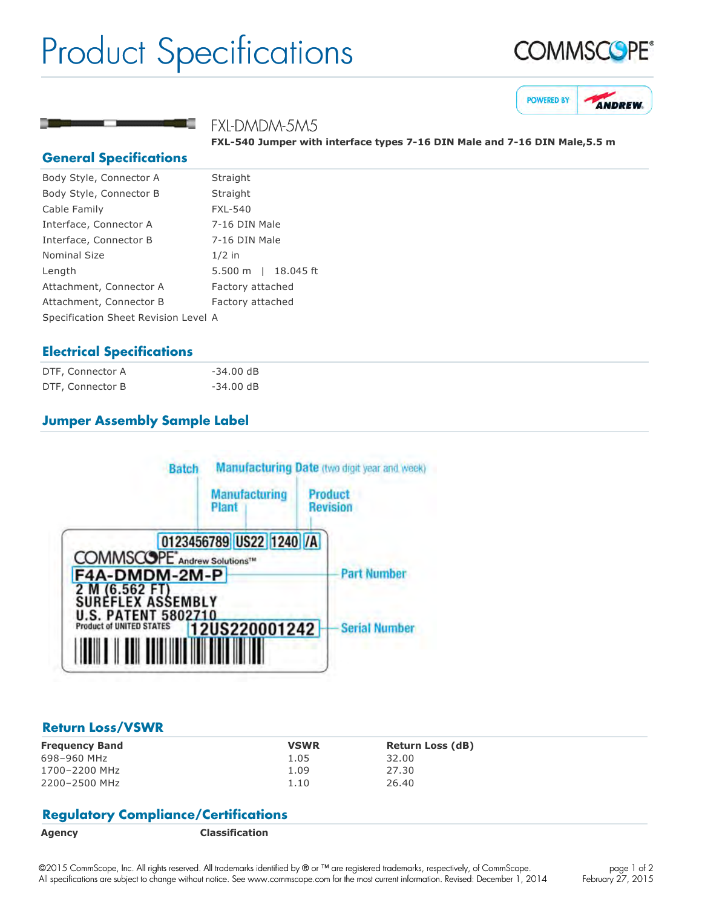# Product Specifications

## FXL-DMDM-5M5

**FXL-540 Jumper with interface types 7-16 DIN Male and 7-16 DIN Male,5.5 m**

## General Specifications

| | |
|---|---|
| Body Style, Connector A | Straight |
| Body Style, Connector B | Straight |
| Cable Family | FXL-540 |
| Interface, Connector A | 7-16 DIN Male |
| Interface, Connector B | 7-16 DIN Male |
| Nominal Size | 1/2 in |
| Length | 5.500 m \| 18.045 ft |
| Attachment, Connector A | Factory attached |
| Attachment, Connector B | Factory attached |
| Specification Sheet Revision Level | A |

## Electrical Specifications

| | |
|---|---|
| DTF, Connector A | -34.00 dB |
| DTF, Connector B | -34.00 dB |

## Jumper Assembly Sample Label

Batch — Manufacturing Date (two digit year and week) — Manufacturing Plant — Product Revision

0123456789 | US22 | 1240 | /A

COMMSCOPE® Andrew Solutions™

F4A-DMDM-2M-P — Part Number

2 M (6.562 FT)
SUREFLEX ASSEMBLY
U.S. PATENT 5802710
Product of UNITED STATES

12US220001242 — Serial Number

## Return Loss/VSWR

| Frequency Band | VSWR | Return Loss (dB) |
|---|---|---|
| 698–960 MHz | 1.05 | 32.00 |
| 1700–2200 MHz | 1.09 | 27.30 |
| 2200–2500 MHz | 1.10 | 26.40 |

## Regulatory Compliance/Certifications

| Agency | Classification |
|---|---|

©2015 CommScope, Inc. All rights reserved. All trademarks identified by ® or ™ are registered trademarks, respectively, of CommScope.
All specifications are subject to change without notice. See www.commscope.com for the most current information. Revised: December 1, 2014

February 27, 2015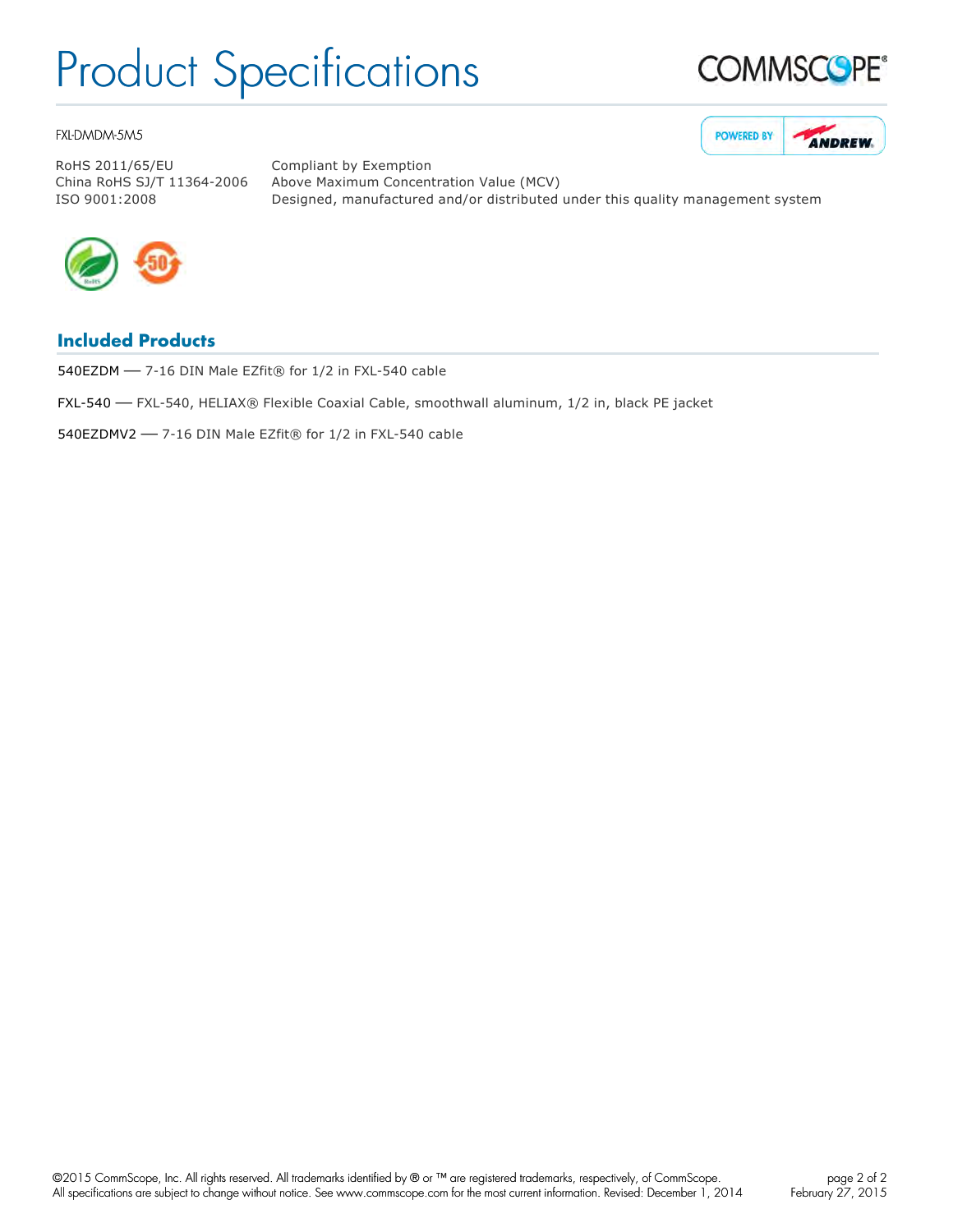FXL-DMDM-5M5

| | |
|---|---|
| RoHS 2011/65/EU | Compliant by Exemption |
| China RoHS SJ/T 11364-2006 | Above Maximum Concentration Value (MCV) |
| ISO 9001:2008 | Designed, manufactured and/or distributed under this quality management system |

## Included Products

540EZDM — 7-16 DIN Male EZfit® for 1/2 in FXL-540 cable

FXL-540 — FXL-540, HELIAX® Flexible Coaxial Cable, smoothwall aluminum, 1/2 in, black PE jacket

540EZDMV2 — 7-16 DIN Male EZfit® for 1/2 in FXL-540 cable